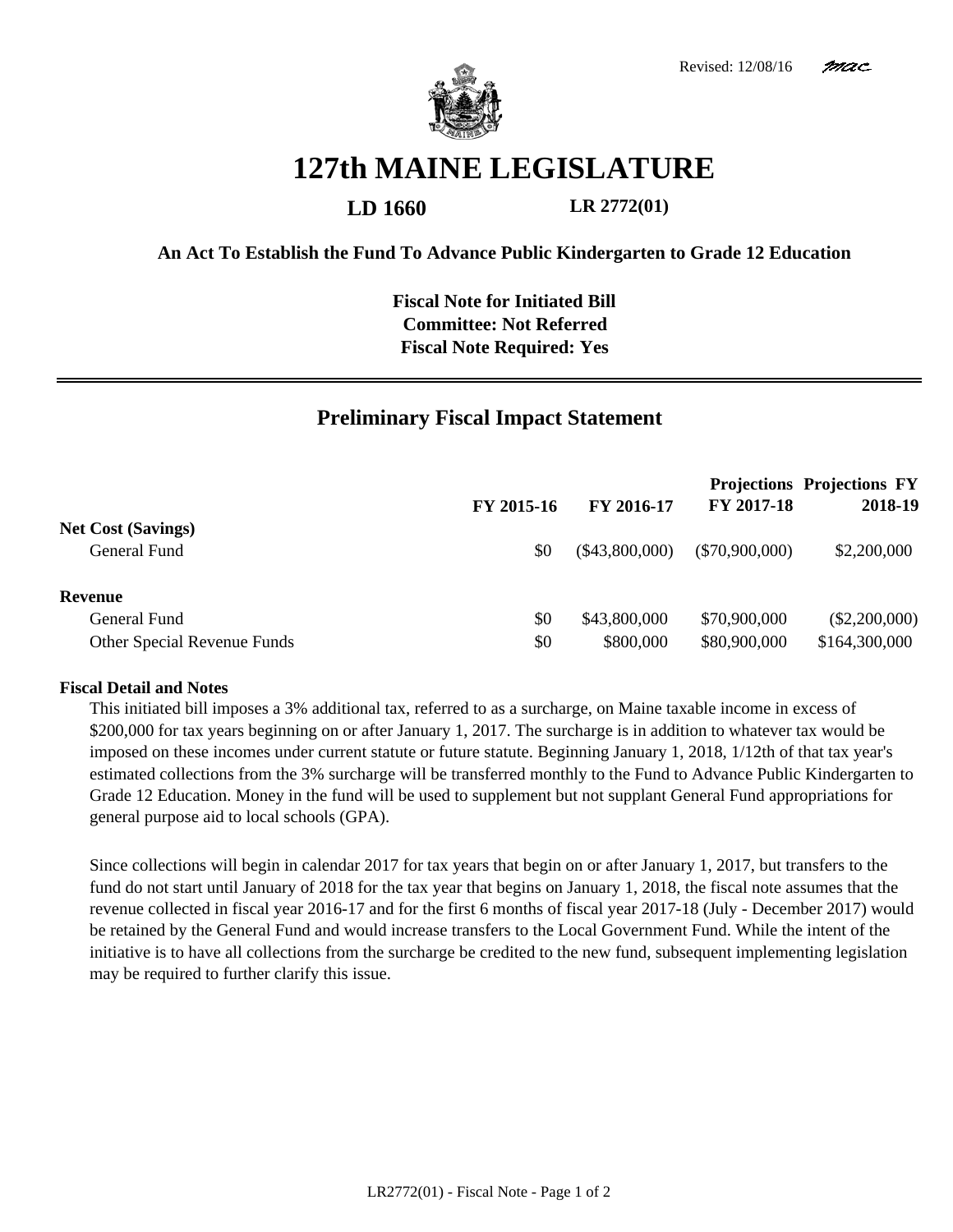Revised: 12/08/16

# 127th MAINE LEGISLATURE

**LD 1660** **LR 2772(01)**

**An Act To Establish the Fund To Advance Public Kindergarten to Grade 12 Education**

**Fiscal Note for Initiated Bill**
**Committee: Not Referred**
**Fiscal Note Required: Yes**

## Preliminary Fiscal Impact Statement

| | FY 2015-16 | FY 2016-17 | Projections FY 2017-18 | Projections FY 2018-19 |
|---|---|---|---|---|
| **Net Cost (Savings)** | | | | |
| General Fund | $0 | ($43,800,000) | ($70,900,000) | $2,200,000 |
| **Revenue** | | | | |
| General Fund | $0 | $43,800,000 | $70,900,000 | ($2,200,000) |
| Other Special Revenue Funds | $0 | $800,000 | $80,900,000 | $164,300,000 |

**Fiscal Detail and Notes**

This initiated bill imposes a 3% additional tax, referred to as a surcharge, on Maine taxable income in excess of $200,000 for tax years beginning on or after January 1, 2017. The surcharge is in addition to whatever tax would be imposed on these incomes under current statute or future statute. Beginning January 1, 2018, 1/12th of that tax year's estimated collections from the 3% surcharge will be transferred monthly to the Fund to Advance Public Kindergarten to Grade 12 Education. Money in the fund will be used to supplement but not supplant General Fund appropriations for general purpose aid to local schools (GPA).

Since collections will begin in calendar 2017 for tax years that begin on or after January 1, 2017, but transfers to the fund do not start until January of 2018 for the tax year that begins on January 1, 2018, the fiscal note assumes that the revenue collected in fiscal year 2016-17 and for the first 6 months of fiscal year 2017-18 (July - December 2017) would be retained by the General Fund and would increase transfers to the Local Government Fund. While the intent of the initiative is to have all collections from the surcharge be credited to the new fund, subsequent implementing legislation may be required to further clarify this issue.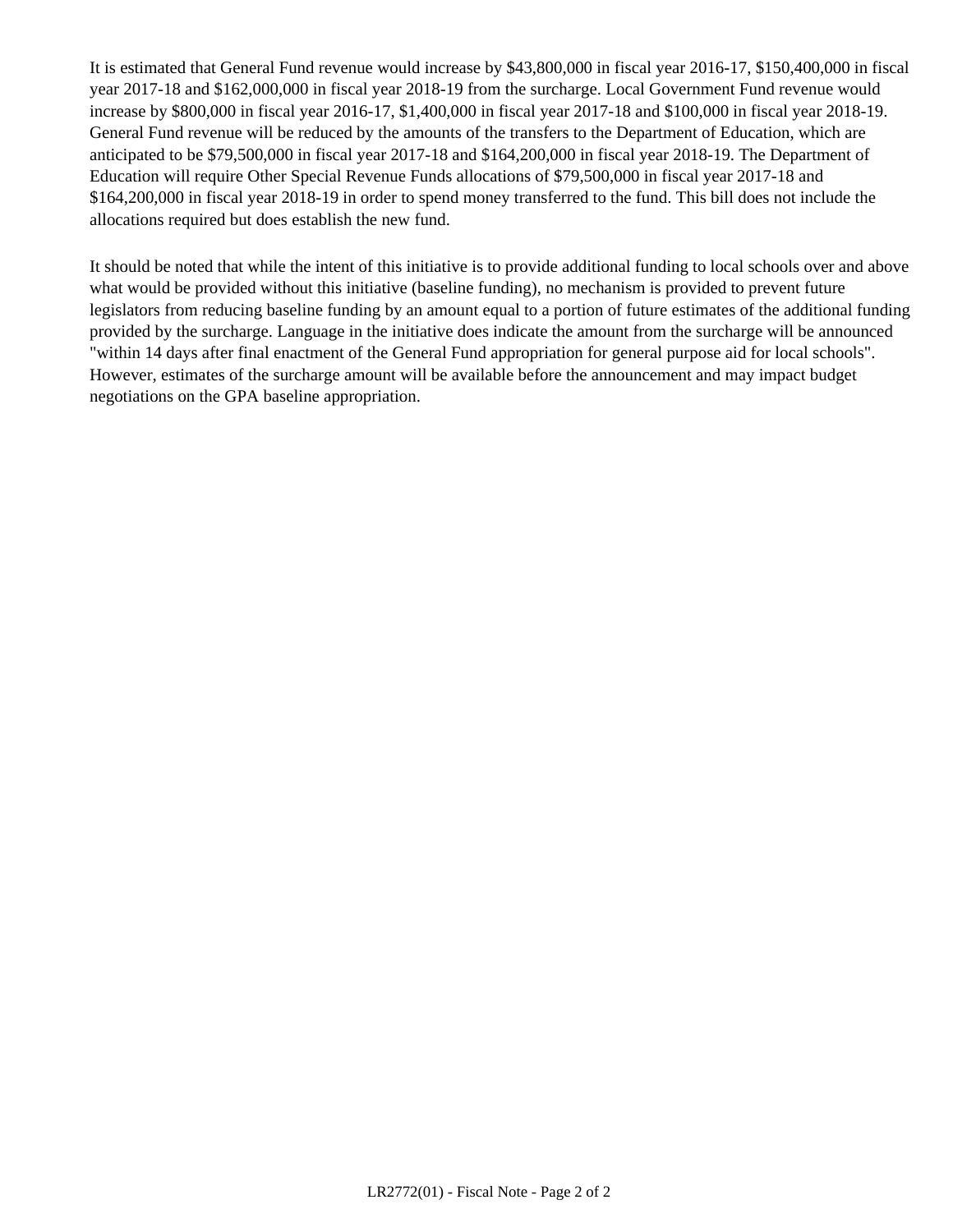It is estimated that General Fund revenue would increase by $43,800,000 in fiscal year 2016-17, $150,400,000 in fiscal year 2017-18 and $162,000,000 in fiscal year 2018-19 from the surcharge. Local Government Fund revenue would increase by $800,000 in fiscal year 2016-17, $1,400,000 in fiscal year 2017-18 and $100,000 in fiscal year 2018-19. General Fund revenue will be reduced by the amounts of the transfers to the Department of Education, which are anticipated to be $79,500,000 in fiscal year 2017-18 and $164,200,000 in fiscal year 2018-19. The Department of Education will require Other Special Revenue Funds allocations of $79,500,000 in fiscal year 2017-18 and $164,200,000 in fiscal year 2018-19 in order to spend money transferred to the fund. This bill does not include the allocations required but does establish the new fund.

It should be noted that while the intent of this initiative is to provide additional funding to local schools over and above what would be provided without this initiative (baseline funding), no mechanism is provided to prevent future legislators from reducing baseline funding by an amount equal to a portion of future estimates of the additional funding provided by the surcharge. Language in the initiative does indicate the amount from the surcharge will be announced "within 14 days after final enactment of the General Fund appropriation for general purpose aid for local schools". However, estimates of the surcharge amount will be available before the announcement and may impact budget negotiations on the GPA baseline appropriation.